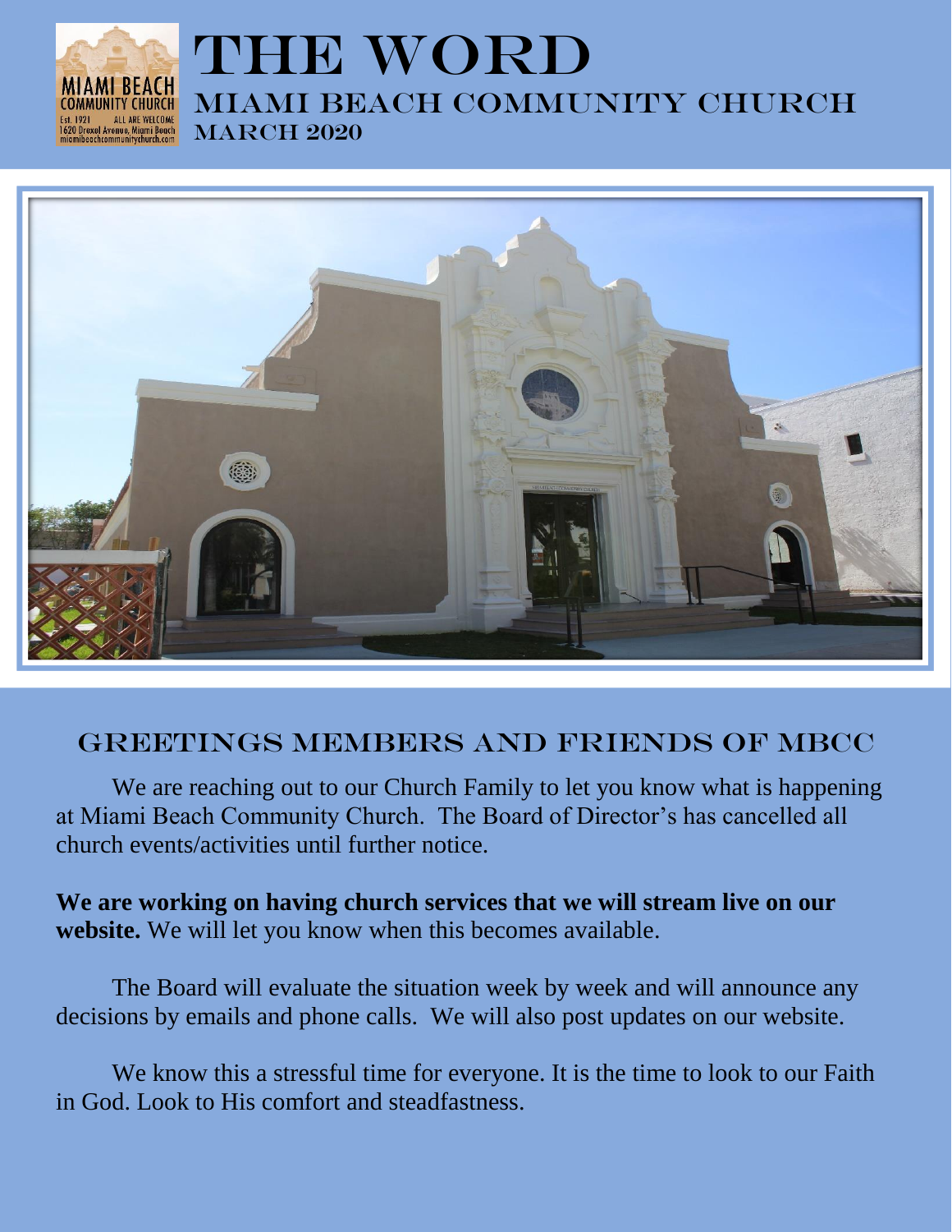# THE WORD

## MIAMI BEACH COMMUNITY CHURCH

### MARCH 2020

## GREETINGS MEMBERS AND FRIENDS OF MBCC

We are reaching out to our Church Family to let you know what is happening at Miami Beach Community Church. The Board of Director's has cancelled all church events/activities until further notice.

**We are working on having church services that we will stream live on our website.** We will let you know when this becomes available.

The Board will evaluate the situation week by week and will announce any decisions by emails and phone calls. We will also post updates on our website.

We know this a stressful time for everyone. It is the time to look to our Faith in God. Look to His comfort and steadfastness.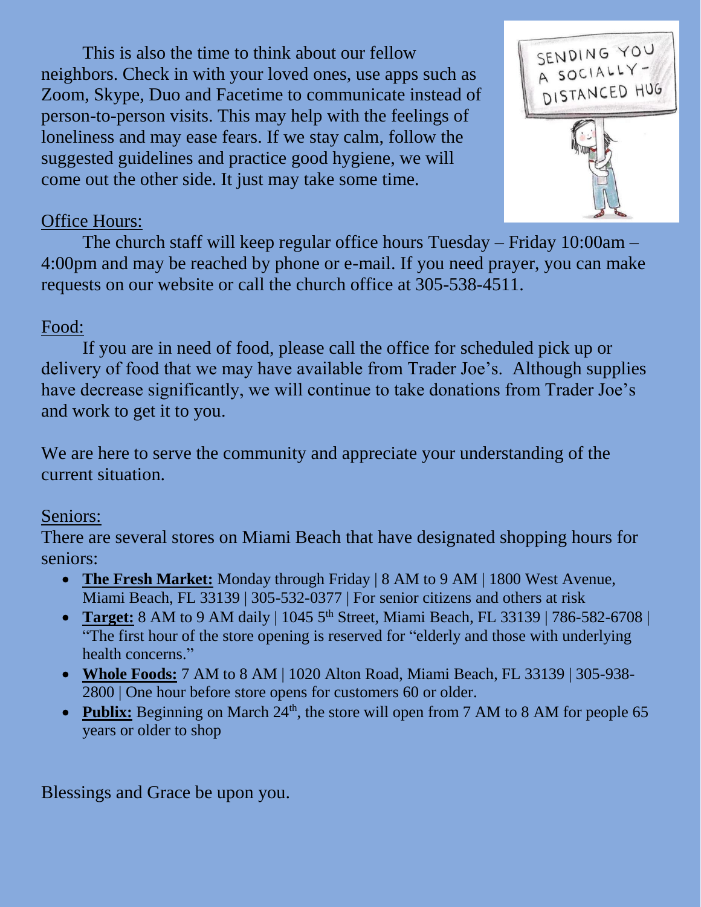This is also the time to think about our fellow neighbors. Check in with your loved ones, use apps such as Zoom, Skype, Duo and Facetime to communicate instead of person-to-person visits. This may help with the feelings of loneliness and may ease fears. If we stay calm, follow the suggested guidelines and practice good hygiene, we will come out the other side. It just may take some time.

<u>Office Hours:</u>

The church staff will keep regular office hours Tuesday – Friday 10:00am – 4:00pm and may be reached by phone or e-mail. If you need prayer, you can make requests on our website or call the church office at 305-538-4511.

<u>Food:</u>

If you are in need of food, please call the office for scheduled pick up or delivery of food that we may have available from Trader Joe's. Although supplies have decrease significantly, we will continue to take donations from Trader Joe's and work to get it to you.

We are here to serve the community and appreciate your understanding of the current situation.

<u>Seniors:</u>

There are several stores on Miami Beach that have designated shopping hours for seniors:

- **The Fresh Market:** Monday through Friday | 8 AM to 9 AM | 1800 West Avenue, Miami Beach, FL 33139 | 305-532-0377 | For senior citizens and others at risk
- **Target:** 8 AM to 9 AM daily | 1045 5th Street, Miami Beach, FL 33139 | 786-582-6708 | "The first hour of the store opening is reserved for "elderly and those with underlying health concerns."
- **Whole Foods:** 7 AM to 8 AM | 1020 Alton Road, Miami Beach, FL 33139 | 305-938-2800 | One hour before store opens for customers 60 or older.
- **Publix:** Beginning on March 24th, the store will open from 7 AM to 8 AM for people 65 years or older to shop

Blessings and Grace be upon you.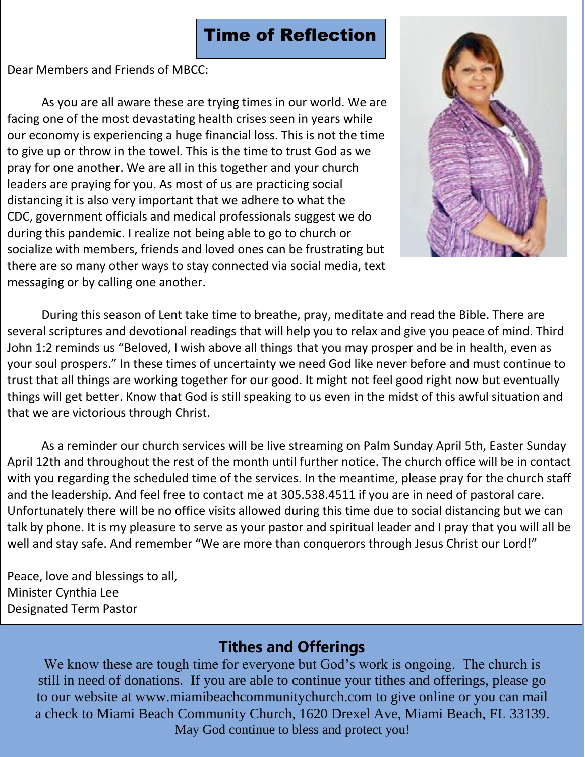## Time of Reflection

Dear Members and Friends of MBCC:

As you are all aware these are trying times in our world. We are facing one of the most devastating health crises seen in years while our economy is experiencing a huge financial loss. This is not the time to give up or throw in the towel. This is the time to trust God as we pray for one another. We are all in this together and your church leaders are praying for you. As most of us are practicing social distancing it is also very important that we adhere to what the CDC, government officials and medical professionals suggest we do during this pandemic. I realize not being able to go to church or socialize with members, friends and loved ones can be frustrating but there are so many other ways to stay connected via social media, text messaging or by calling one another.

During this season of Lent take time to breathe, pray, meditate and read the Bible. There are several scriptures and devotional readings that will help you to relax and give you peace of mind. Third John 1:2 reminds us "Beloved, I wish above all things that you may prosper and be in health, even as your soul prospers." In these times of uncertainty we need God like never before and must continue to trust that all things are working together for our good. It might not feel good right now but eventually things will get better. Know that God is still speaking to us even in the midst of this awful situation and that we are victorious through Christ.

As a reminder our church services will be live streaming on Palm Sunday April 5th, Easter Sunday April 12th and throughout the rest of the month until further notice. The church office will be in contact with you regarding the scheduled time of the services. In the meantime, please pray for the church staff and the leadership. And feel free to contact me at 305.538.4511 if you are in need of pastoral care. Unfortunately there will be no office visits allowed during this time due to social distancing but we can talk by phone. It is my pleasure to serve as your pastor and spiritual leader and I pray that you will all be well and stay safe. And remember "We are more than conquerors through Jesus Christ our Lord!"

Peace, love and blessings to all,
Minister Cynthia Lee
Designated Term Pastor

## Tithes and Offerings

We know these are tough time for everyone but God's work is ongoing. The church is still in need of donations. If you are able to continue your tithes and offerings, please go to our website at www.miamibeachcommunitychurch.com to give online or you can mail a check to Miami Beach Community Church, 1620 Drexel Ave, Miami Beach, FL 33139.

May God continue to bless and protect you!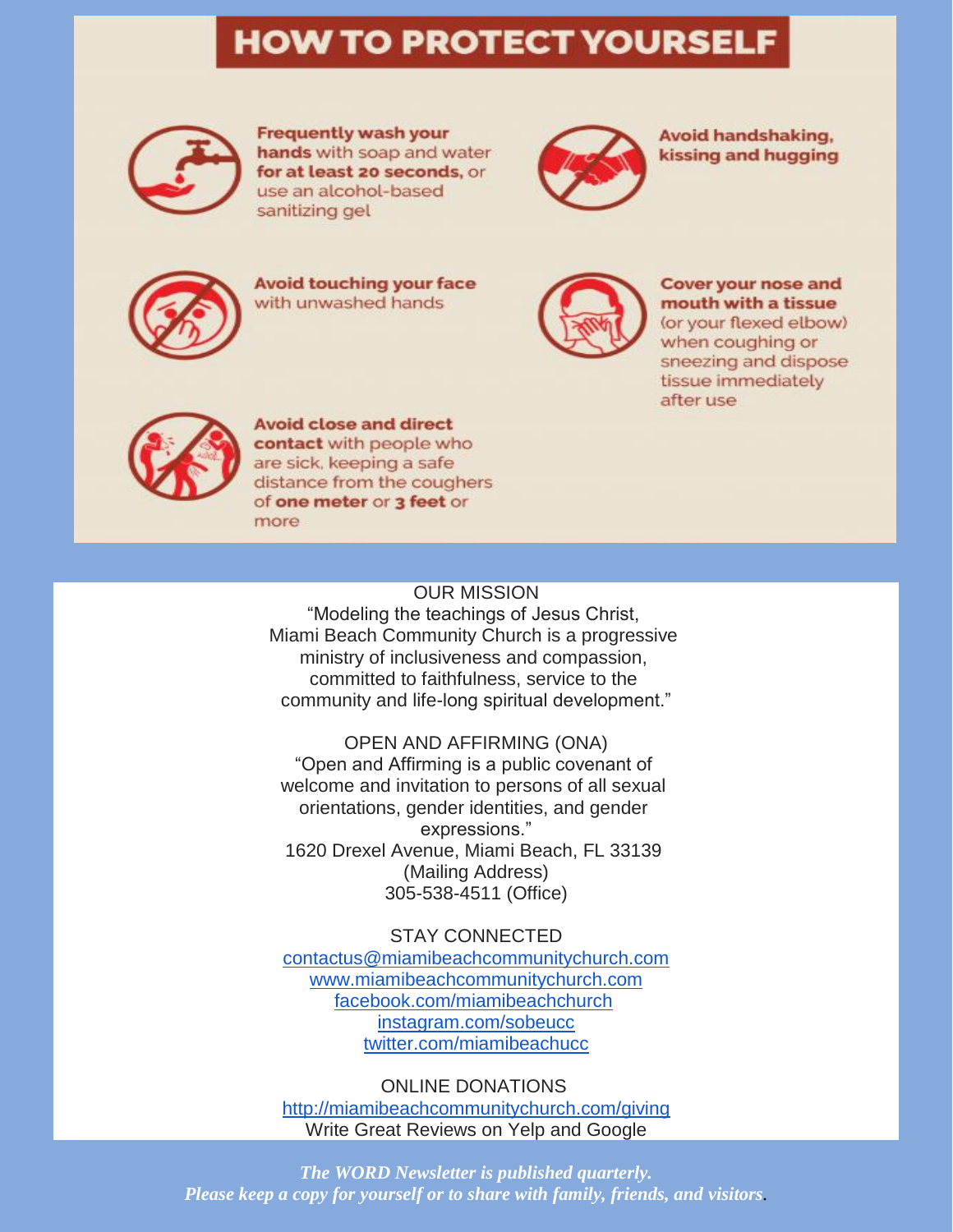# HOW TO PROTECT YOURSELF

**Frequently wash your hands** with soap and water **for at least 20 seconds,** or use an alcohol-based sanitizing gel

**Avoid handshaking, kissing and hugging**

**Avoid touching your face** with unwashed hands

**Cover your nose and mouth with a tissue** (or your flexed elbow) when coughing or sneezing and dispose tissue immediately after use

**Avoid close and direct contact** with people who are sick, keeping a safe distance from the coughers of **one meter** or **3 feet** or more

OUR MISSION

"Modeling the teachings of Jesus Christ, Miami Beach Community Church is a progressive ministry of inclusiveness and compassion, committed to faithfulness, service to the community and life-long spiritual development."

OPEN AND AFFIRMING (ONA)

"Open and Affirming is a public covenant of welcome and invitation to persons of all sexual orientations, gender identities, and gender expressions."

1620 Drexel Avenue, Miami Beach, FL 33139
(Mailing Address)
305-538-4511 (Office)

STAY CONNECTED

contactus@miamibeachcommunitychurch.com
www.miamibeachcommunitychurch.com
facebook.com/miamibeachchurch
instagram.com/sobeucc
twitter.com/miamibeachucc

ONLINE DONATIONS

http://miamibeachcommunitychurch.com/giving
Write Great Reviews on Yelp and Google

*The WORD Newsletter is published quarterly.*
*Please keep a copy for yourself or to share with family, friends, and visitors.*